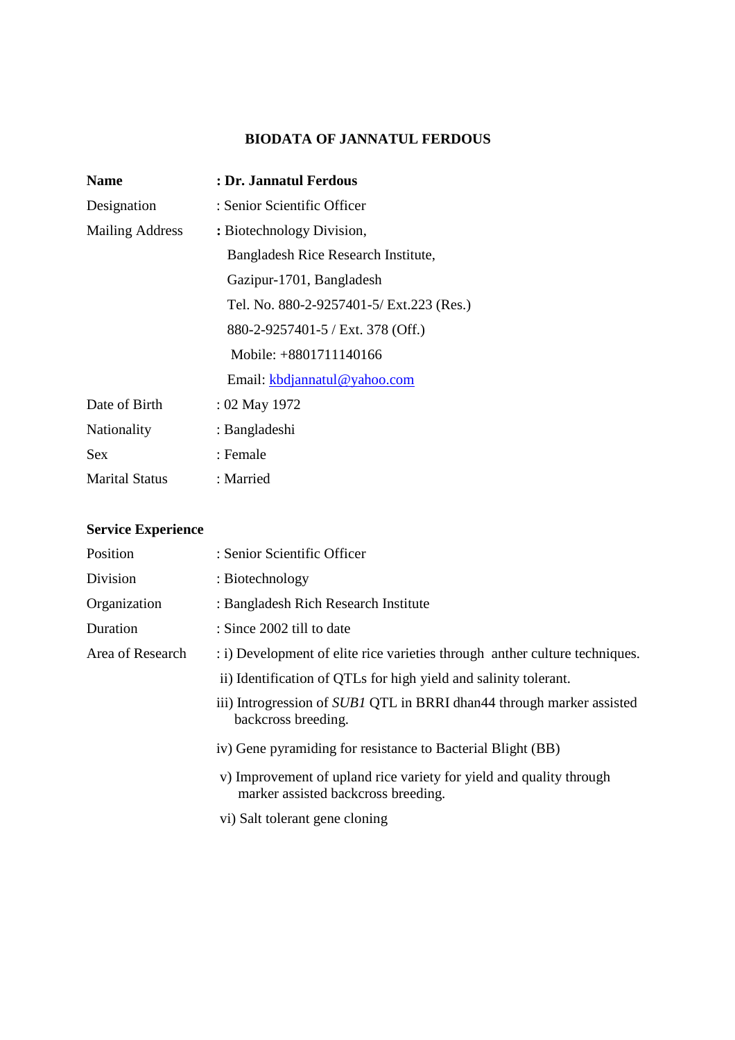# BIODATA OF JANNATUL FERDOUS

| | |
|---|---|
| **Name** | **: Dr. Jannatul Ferdous** |
| Designation | : Senior Scientific Officer |
| Mailing Address | **:** Biotechnology Division,<br>Bangladesh Rice Research Institute,<br>Gazipur-1701, Bangladesh<br>Tel. No. 880-2-9257401-5/ Ext.223 (Res.)<br>880-2-9257401-5 / Ext. 378 (Off.)<br>Mobile: +8801711140166<br>Email: kbdjannatul@yahoo.com |
| Date of Birth | : 02 May 1972 |
| Nationality | : Bangladeshi |
| Sex | : Female |
| Marital Status | : Married |

## Service Experience

| | |
|---|---|
| Position | : Senior Scientific Officer |
| Division | : Biotechnology |
| Organization | : Bangladesh Rich Research Institute |
| Duration | : Since 2002 till to date |
| Area of Research | : i) Development of elite rice varieties through anther culture techniques.<br>ii) Identification of QTLs for high yield and salinity tolerant.<br>iii) Introgression of *SUB1* QTL in BRRI dhan44 through marker assisted backcross breeding.<br>iv) Gene pyramiding for resistance to Bacterial Blight (BB)<br>v) Improvement of upland rice variety for yield and quality through marker assisted backcross breeding.<br>vi) Salt tolerant gene cloning |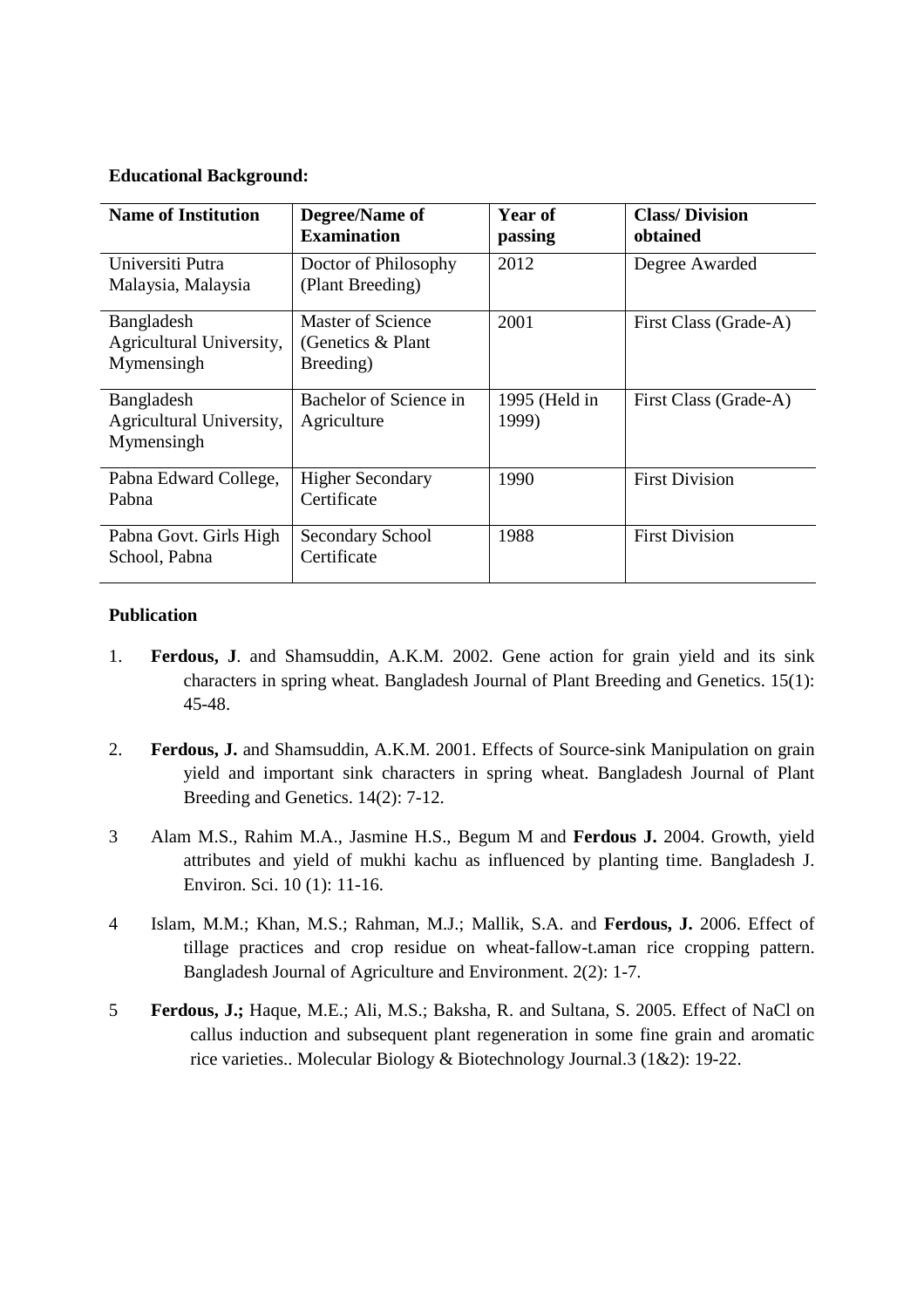**Educational Background:**

| Name of Institution | Degree/Name of Examination | Year of passing | Class/ Division obtained |
|---|---|---|---|
| Universiti Putra Malaysia, Malaysia | Doctor of Philosophy (Plant Breeding) | 2012 | Degree Awarded |
| Bangladesh Agricultural University, Mymensingh | Master of Science (Genetics & Plant Breeding) | 2001 | First Class (Grade-A) |
| Bangladesh Agricultural University, Mymensingh | Bachelor of Science in Agriculture | 1995 (Held in 1999) | First Class (Grade-A) |
| Pabna Edward College, Pabna | Higher Secondary Certificate | 1990 | First Division |
| Pabna Govt. Girls High School, Pabna | Secondary School Certificate | 1988 | First Division |

**Publication**

1. **Ferdous, J**. and Shamsuddin, A.K.M. 2002. Gene action for grain yield and its sink characters in spring wheat. Bangladesh Journal of Plant Breeding and Genetics. 15(1): 45-48.

2. **Ferdous, J.** and Shamsuddin, A.K.M. 2001. Effects of Source-sink Manipulation on grain yield and important sink characters in spring wheat. Bangladesh Journal of Plant Breeding and Genetics. 14(2): 7-12.

3 Alam M.S., Rahim M.A., Jasmine H.S., Begum M and **Ferdous J.** 2004. Growth, yield attributes and yield of mukhi kachu as influenced by planting time. Bangladesh J. Environ. Sci. 10 (1): 11-16.

4 Islam, M.M.; Khan, M.S.; Rahman, M.J.; Mallik, S.A. and **Ferdous, J.** 2006. Effect of tillage practices and crop residue on wheat-fallow-t.aman rice cropping pattern. Bangladesh Journal of Agriculture and Environment. 2(2): 1-7.

5 **Ferdous, J.;** Haque, M.E.; Ali, M.S.; Baksha, R. and Sultana, S. 2005. Effect of NaCl on callus induction and subsequent plant regeneration in some fine grain and aromatic rice varieties.. Molecular Biology & Biotechnology Journal.3 (1&2): 19-22.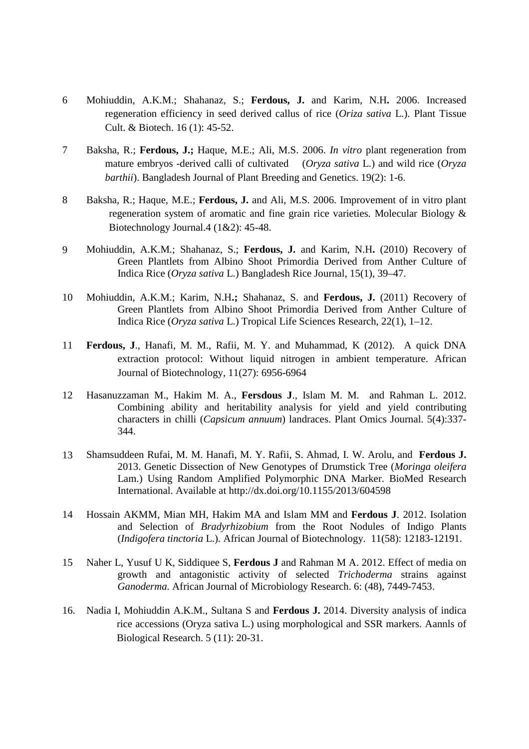6 Mohiuddin, A.K.M.; Shahanaz, S.; **Ferdous, J.** and Karim, N.H**.** 2006. Increased regeneration efficiency in seed derived callus of rice (*Oriza sativa* L.). Plant Tissue Cult. & Biotech. 16 (1): 45-52.

7 Baksha, R.; **Ferdous, J.;** Haque, M.E.; Ali, M.S. 2006. *In vitro* plant regeneration from mature embryos -derived calli of cultivated (*Oryza sativa* L.) and wild rice (*Oryza barthii*). Bangladesh Journal of Plant Breeding and Genetics. 19(2): 1-6.

8 Baksha, R.; Haque, M.E.; **Ferdous, J.** and Ali, M.S. 2006. Improvement of in vitro plant regeneration system of aromatic and fine grain rice varieties. Molecular Biology & Biotechnology Journal.4 (1&2): 45-48.

9 Mohiuddin, A.K.M.; Shahanaz, S.; **Ferdous, J.** and Karim, N.H**.** (2010) Recovery of Green Plantlets from Albino Shoot Primordia Derived from Anther Culture of Indica Rice (*Oryza sativa* L.) Bangladesh Rice Journal, 15(1), 39–47.

10 Mohiuddin, A.K.M.; Karim, N.H**.;** Shahanaz, S. and **Ferdous, J.** (2011) Recovery of Green Plantlets from Albino Shoot Primordia Derived from Anther Culture of Indica Rice (*Oryza sativa* L.) Tropical Life Sciences Research, 22(1), 1–12.

11 **Ferdous, J**., Hanafi, M. M., Rafii, M. Y. and Muhammad, K (2012). A quick DNA extraction protocol: Without liquid nitrogen in ambient temperature. African Journal of Biotechnology, 11(27): 6956-6964

12 Hasanuzzaman M., Hakim M. A., **Fersdous J**., Islam M. M. and Rahman L. 2012. Combining ability and heritability analysis for yield and yield contributing characters in chilli (*Capsicum annuum*) landraces. Plant Omics Journal. 5(4):337-344.

13 Shamsuddeen Rufai, M. M. Hanafi, M. Y. Rafii, S. Ahmad, I. W. Arolu, and **Ferdous J.** 2013. Genetic Dissection of New Genotypes of Drumstick Tree (*Moringa oleifera* Lam.) Using Random Amplified Polymorphic DNA Marker. BioMed Research International. Available at http://dx.doi.org/10.1155/2013/604598

14 Hossain AKMM, Mian MH, Hakim MA and Islam MM and **Ferdous J**. 2012. Isolation and Selection of *Bradyrhizobium* from the Root Nodules of Indigo Plants (*Indigofera tinctoria* L.). African Journal of Biotechnology. 11(58): 12183-12191.

15 Naher L, Yusuf U K, Siddiquee S, **Ferdous J** and Rahman M A. 2012. Effect of media on growth and antagonistic activity of selected *Trichoderma* strains against *Ganoderma.* African Journal of Microbiology Research. 6: (48), 7449-7453.

16. Nadia I, Mohiuddin A.K.M., Sultana S and **Ferdous J.** 2014. Diversity analysis of indica rice accessions (Oryza sativa L.) using morphological and SSR markers. Aannls of Biological Research. 5 (11): 20-31.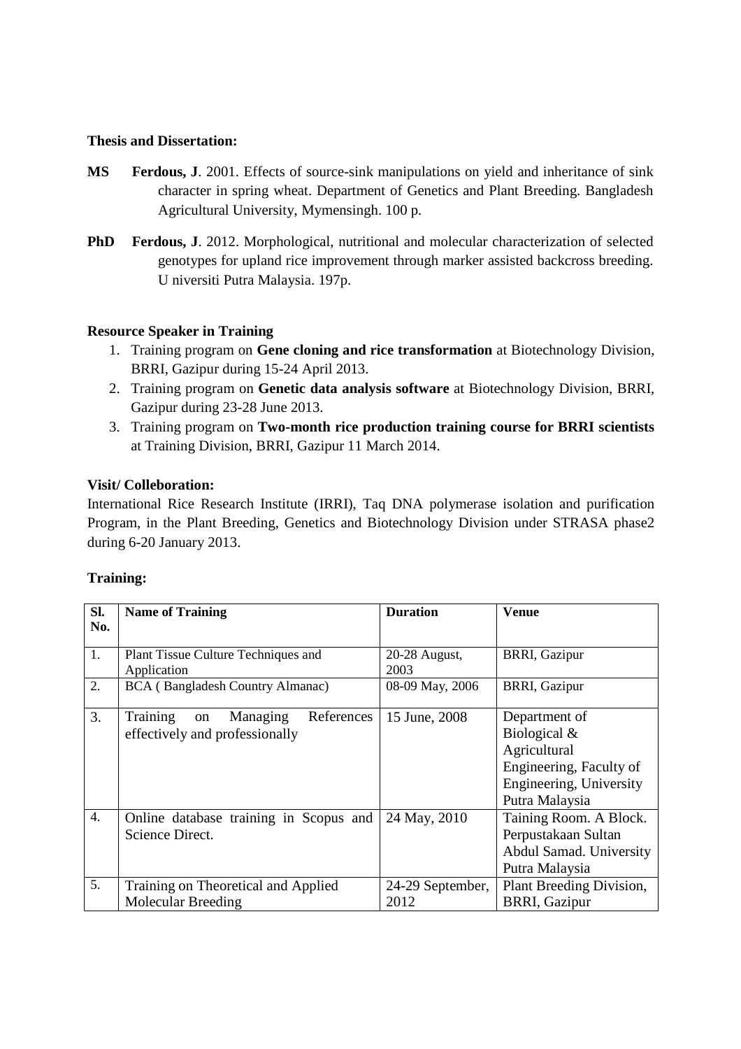**Thesis and Dissertation:**

**MS** **Ferdous, J**. 2001. Effects of source-sink manipulations on yield and inheritance of sink character in spring wheat. Department of Genetics and Plant Breeding. Bangladesh Agricultural University, Mymensingh. 100 p.

**PhD** **Ferdous, J**. 2012. Morphological, nutritional and molecular characterization of selected genotypes for upland rice improvement through marker assisted backcross breeding. U niversiti Putra Malaysia. 197p.

**Resource Speaker in Training**

1. Training program on **Gene cloning and rice transformation** at Biotechnology Division, BRRI, Gazipur during 15-24 April 2013.
2. Training program on **Genetic data analysis software** at Biotechnology Division, BRRI, Gazipur during 23-28 June 2013.
3. Training program on **Two-month rice production training course for BRRI scientists** at Training Division, BRRI, Gazipur 11 March 2014.

**Visit/ Colleboration:**

International Rice Research Institute (IRRI), Taq DNA polymerase isolation and purification Program, in the Plant Breeding, Genetics and Biotechnology Division under STRASA phase2 during 6-20 January 2013.

**Training:**

| Sl. No. | Name of Training | Duration | Venue |
|---|---|---|---|
| 1. | Plant Tissue Culture Techniques and Application | 20-28 August, 2003 | BRRI, Gazipur |
| 2. | BCA ( Bangladesh Country Almanac) | 08-09 May, 2006 | BRRI, Gazipur |
| 3. | Training on Managing References effectively and professionally | 15 June, 2008 | Department of Biological & Agricultural Engineering, Faculty of Engineering, University Putra Malaysia |
| 4. | Online database training in Scopus and Science Direct. | 24 May, 2010 | Taining Room. A Block. Perpustakaan Sultan Abdul Samad. University Putra Malaysia |
| 5. | Training on Theoretical and Applied Molecular Breeding | 24-29 September, 2012 | Plant Breeding Division, BRRI, Gazipur |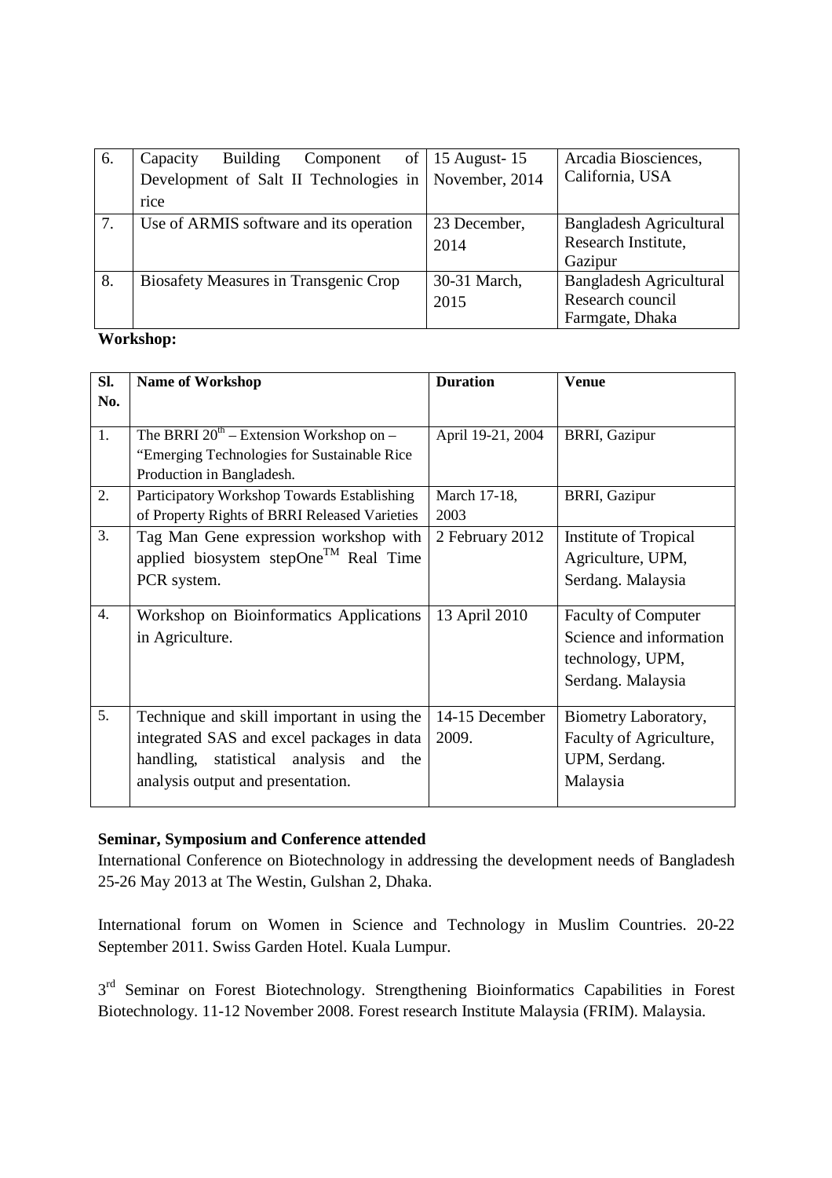| 6. | Capacity Building Component of Development of Salt II Technologies in rice | 15 August- 15 November, 2014 | Arcadia Biosciences, California, USA |
|---|---|---|---|
| 7. | Use of ARMIS software and its operation | 23 December, 2014 | Bangladesh Agricultural Research Institute, Gazipur |
| 8. | Biosafety Measures in Transgenic Crop | 30-31 March, 2015 | Bangladesh Agricultural Research council Farmgate, Dhaka |

**Workshop:**

| Sl. No. | Name of Workshop | Duration | Venue |
|---|---|---|---|
| 1. | The BRRI 20th – Extension Workshop on – "Emerging Technologies for Sustainable Rice Production in Bangladesh. | April 19-21, 2004 | BRRI, Gazipur |
| 2. | Participatory Workshop Towards Establishing of Property Rights of BRRI Released Varieties | March 17-18, 2003 | BRRI, Gazipur |
| 3. | Tag Man Gene expression workshop with applied biosystem stepOne™ Real Time PCR system. | 2 February 2012 | Institute of Tropical Agriculture, UPM, Serdang. Malaysia |
| 4. | Workshop on Bioinformatics Applications in Agriculture. | 13 April 2010 | Faculty of Computer Science and information technology, UPM, Serdang. Malaysia |
| 5. | Technique and skill important in using the integrated SAS and excel packages in data handling, statistical analysis and the analysis output and presentation. | 14-15 December 2009. | Biometry Laboratory, Faculty of Agriculture, UPM, Serdang. Malaysia |

**Seminar, Symposium and Conference attended**

International Conference on Biotechnology in addressing the development needs of Bangladesh 25-26 May 2013 at The Westin, Gulshan 2, Dhaka.

International forum on Women in Science and Technology in Muslim Countries. 20-22 September 2011. Swiss Garden Hotel. Kuala Lumpur.

3rd Seminar on Forest Biotechnology. Strengthening Bioinformatics Capabilities in Forest Biotechnology. 11-12 November 2008. Forest research Institute Malaysia (FRIM). Malaysia.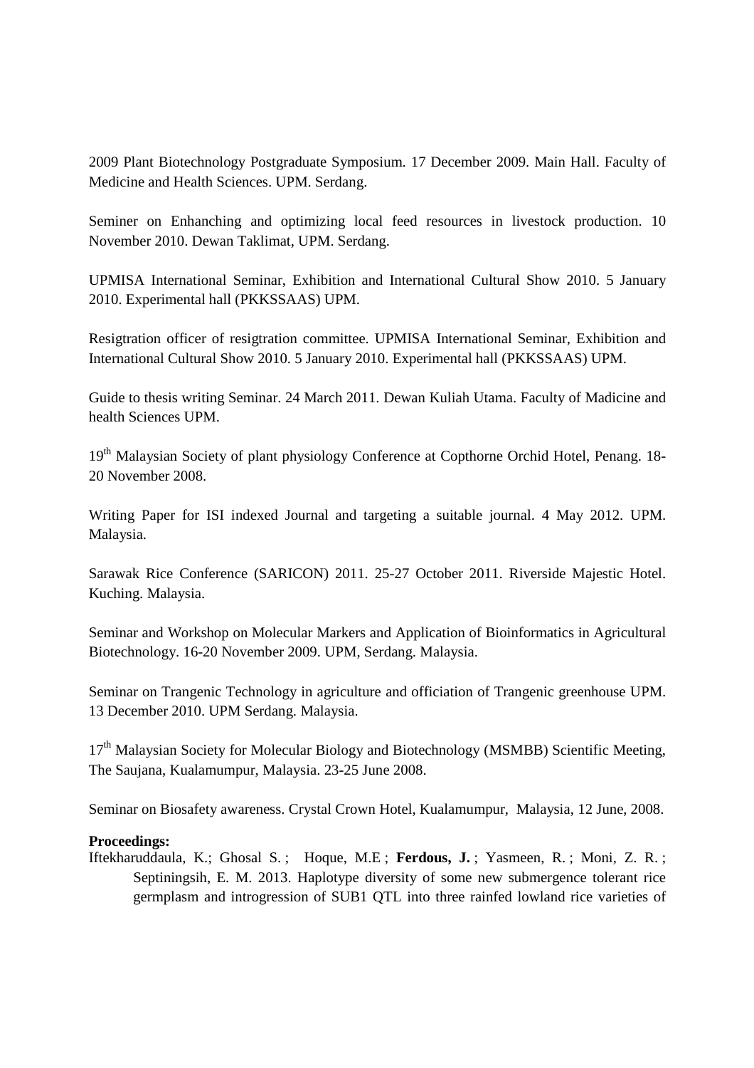2009 Plant Biotechnology Postgraduate Symposium. 17 December 2009. Main Hall. Faculty of Medicine and Health Sciences. UPM. Serdang.

Seminer on Enhanching and optimizing local feed resources in livestock production. 10 November 2010. Dewan Taklimat, UPM. Serdang.

UPMISA International Seminar, Exhibition and International Cultural Show 2010. 5 January 2010. Experimental hall (PKKSSAAS) UPM.

Resigtration officer of resigtration committee. UPMISA International Seminar, Exhibition and International Cultural Show 2010. 5 January 2010. Experimental hall (PKKSSAAS) UPM.

Guide to thesis writing Seminar. 24 March 2011. Dewan Kuliah Utama. Faculty of Madicine and health Sciences UPM.

19th Malaysian Society of plant physiology Conference at Copthorne Orchid Hotel, Penang. 18-20 November 2008.

Writing Paper for ISI indexed Journal and targeting a suitable journal. 4 May 2012. UPM. Malaysia.

Sarawak Rice Conference (SARICON) 2011. 25-27 October 2011. Riverside Majestic Hotel. Kuching. Malaysia.

Seminar and Workshop on Molecular Markers and Application of Bioinformatics in Agricultural Biotechnology. 16-20 November 2009. UPM, Serdang. Malaysia.

Seminar on Trangenic Technology in agriculture and officiation of Trangenic greenhouse UPM. 13 December 2010. UPM Serdang. Malaysia.

17th Malaysian Society for Molecular Biology and Biotechnology (MSMBB) Scientific Meeting, The Saujana, Kualamumpur, Malaysia. 23-25 June 2008.

Seminar on Biosafety awareness. Crystal Crown Hotel, Kualamumpur, Malaysia, 12 June, 2008.

**Proceedings:**

Iftekharuddaula, K.; Ghosal S. ; Hoque, M.E ; **Ferdous, J.** ; Yasmeen, R. ; Moni, Z. R. ; Septiningsih, E. M. 2013. Haplotype diversity of some new submergence tolerant rice germplasm and introgression of SUB1 QTL into three rainfed lowland rice varieties of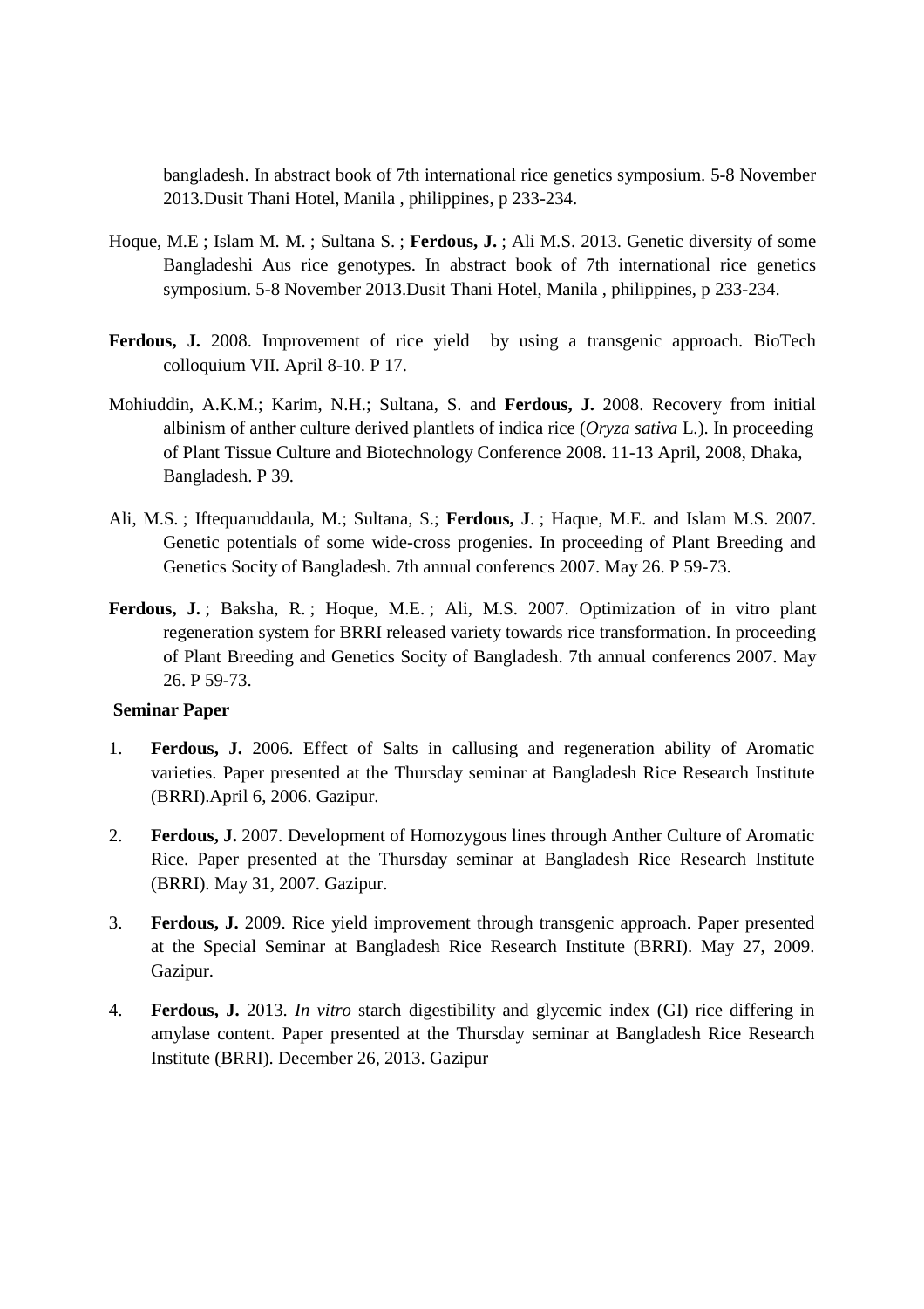bangladesh. In abstract book of 7th international rice genetics symposium. 5-8 November 2013.Dusit Thani Hotel, Manila , philippines, p 233-234.

Hoque, M.E ; Islam M. M. ; Sultana S. ; **Ferdous, J.** ; Ali M.S. 2013. Genetic diversity of some Bangladeshi Aus rice genotypes. In abstract book of 7th international rice genetics symposium. 5-8 November 2013.Dusit Thani Hotel, Manila , philippines, p 233-234.

**Ferdous, J.** 2008. Improvement of rice yield by using a transgenic approach. BioTech colloquium VII. April 8-10. P 17.

Mohiuddin, A.K.M.; Karim, N.H.; Sultana, S. and **Ferdous, J.** 2008. Recovery from initial albinism of anther culture derived plantlets of indica rice (*Oryza sativa* L.). In proceeding of Plant Tissue Culture and Biotechnology Conference 2008. 11-13 April, 2008, Dhaka, Bangladesh. P 39.

Ali, M.S. ; Iftequaruddaula, M.; Sultana, S.; **Ferdous, J**. ; Haque, M.E. and Islam M.S. 2007. Genetic potentials of some wide-cross progenies. In proceeding of Plant Breeding and Genetics Socity of Bangladesh. 7th annual conferencs 2007. May 26. P 59-73.

**Ferdous, J.** ; Baksha, R. ; Hoque, M.E. ; Ali, M.S. 2007. Optimization of in vitro plant regeneration system for BRRI released variety towards rice transformation. In proceeding of Plant Breeding and Genetics Socity of Bangladesh. 7th annual conferencs 2007. May 26. P 59-73.

**Seminar Paper**

1. **Ferdous, J.** 2006. Effect of Salts in callusing and regeneration ability of Aromatic varieties. Paper presented at the Thursday seminar at Bangladesh Rice Research Institute (BRRI).April 6, 2006. Gazipur.

2. **Ferdous, J.** 2007. Development of Homozygous lines through Anther Culture of Aromatic Rice. Paper presented at the Thursday seminar at Bangladesh Rice Research Institute (BRRI). May 31, 2007. Gazipur.

3. **Ferdous, J.** 2009. Rice yield improvement through transgenic approach. Paper presented at the Special Seminar at Bangladesh Rice Research Institute (BRRI). May 27, 2009. Gazipur.

4. **Ferdous, J.** 2013. *In vitro* starch digestibility and glycemic index (GI) rice differing in amylase content. Paper presented at the Thursday seminar at Bangladesh Rice Research Institute (BRRI). December 26, 2013. Gazipur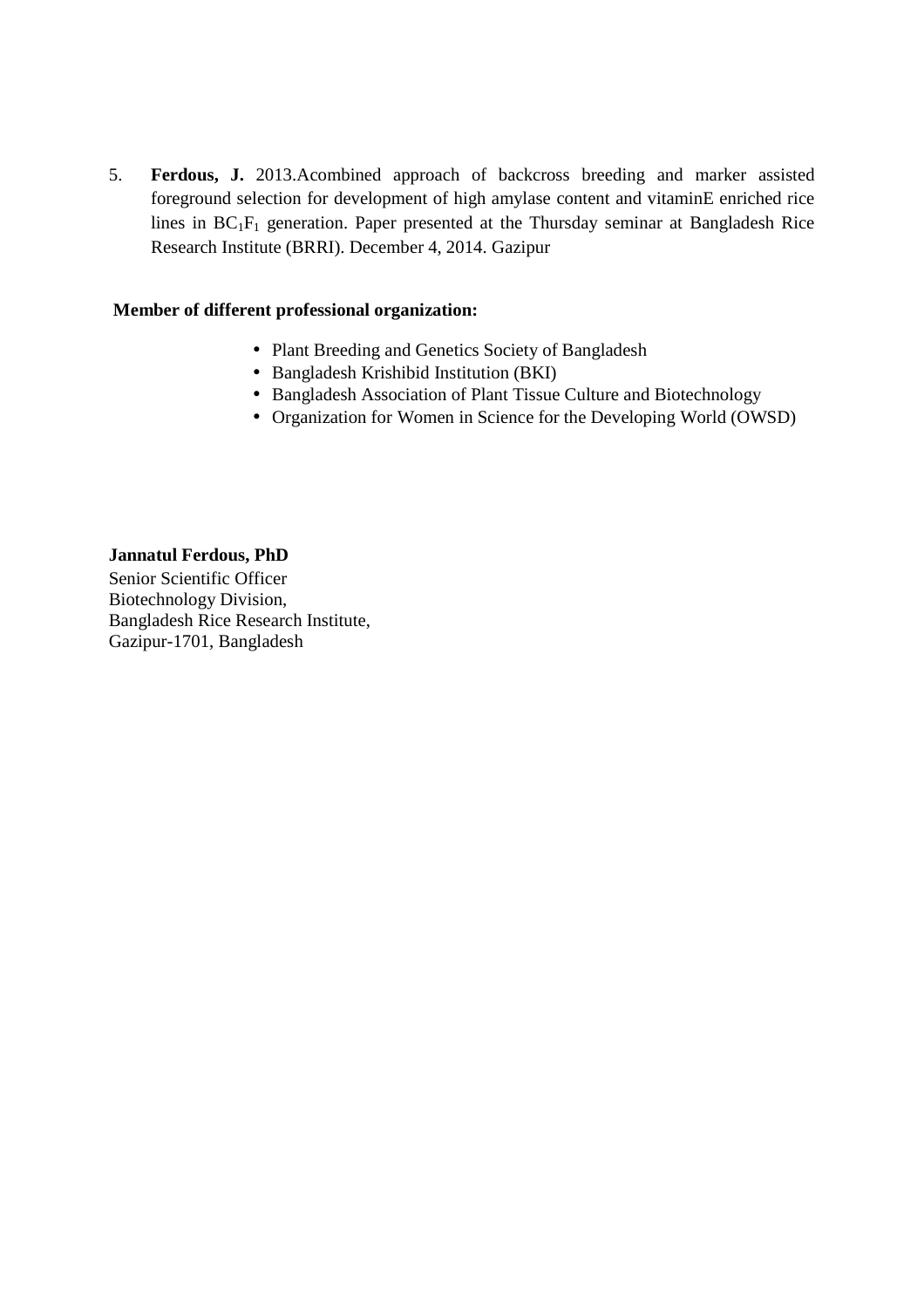5. **Ferdous, J.** 2013.Acombined approach of backcross breeding and marker assisted foreground selection for development of high amylase content and vitaminE enriched rice lines in $BC_1F_1$ generation. Paper presented at the Thursday seminar at Bangladesh Rice Research Institute (BRRI). December 4, 2014. Gazipur

**Member of different professional organization:**

- Plant Breeding and Genetics Society of Bangladesh
- Bangladesh Krishibid Institution (BKI)
- Bangladesh Association of Plant Tissue Culture and Biotechnology
- Organization for Women in Science for the Developing World (OWSD)

**Jannatul Ferdous, PhD**
Senior Scientific Officer
Biotechnology Division,
Bangladesh Rice Research Institute,
Gazipur-1701, Bangladesh